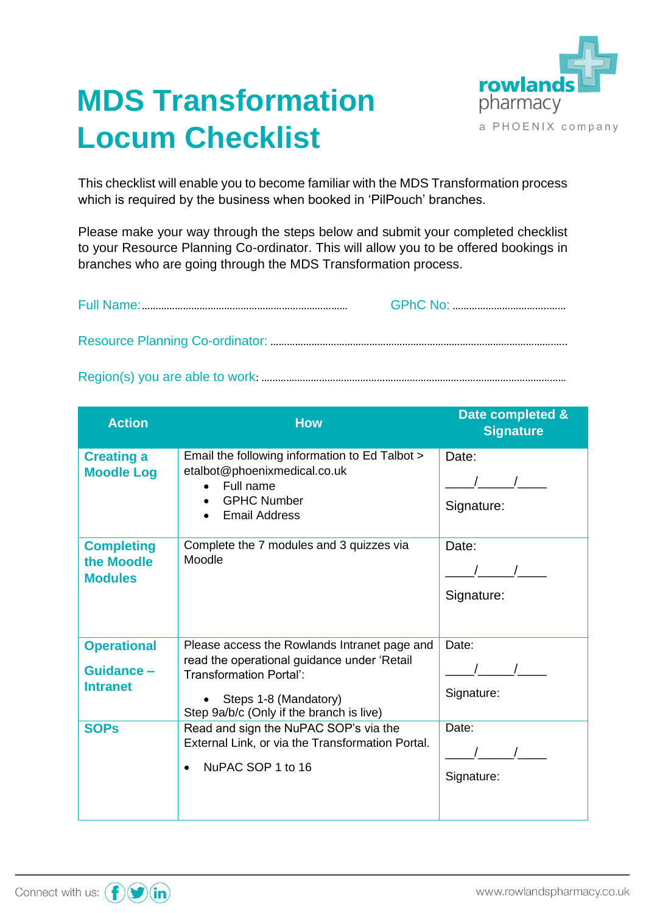# MDS Transformation Locum Checklist

rowlands pharmacy
a PHOENIX company

This checklist will enable you to become familiar with the MDS Transformation process which is required by the business when booked in 'PilPouch' branches.

Please make your way through the steps below and submit your completed checklist to your Resource Planning Co-ordinator. This will allow you to be offered bookings in branches who are going through the MDS Transformation process.

Full Name:........................................................................ GPhC No: ........................................

Resource Planning Co-ordinator: ........................................................................................................

Region(s) you are able to work: ........................................................................................................

| Action | How | Date completed & Signature |
|---|---|---|
| **Creating a Moodle Log** | Email the following information to Ed Talbot > etalbot@phoenixmedical.co.uk<br>• Full name<br>• GPHC Number<br>• Email Address | Date:<br>____/_____/____<br>Signature: |
| **Completing the Moodle Modules** | Complete the 7 modules and 3 quizzes via Moodle | Date:<br>____/_____/____<br>Signature: |
| **Operational Guidance – Intranet** | Please access the Rowlands Intranet page and read the operational guidance under 'Retail Transformation Portal':<br>• Steps 1-8 (Mandatory)<br>Step 9a/b/c (Only if the branch is live) | Date:<br>____/_____/____<br>Signature: |
| **SOPs** | Read and sign the NuPAC SOP's via the External Link, or via the Transformation Portal.<br>• NuPAC SOP 1 to 16 | Date:<br>____/_____/____<br>Signature: |

Connect with us: www.rowlandspharmacy.co.uk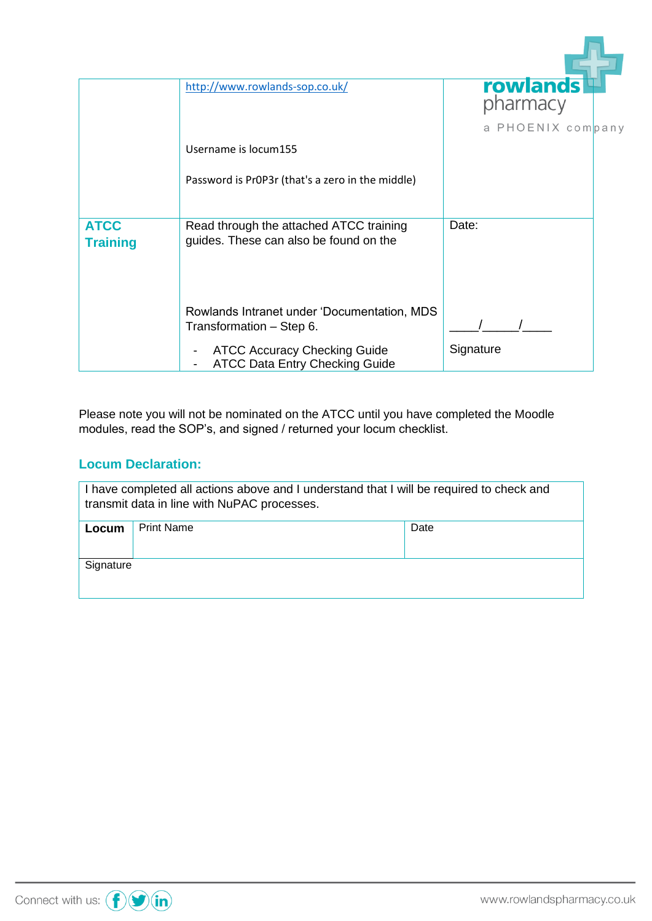| | | |
|---|---|---|
| | http://www.rowlands-sop.co.uk/<br><br>Username is locum155<br><br>Password is Pr0P3r (that's a zero in the middle) | |
| **ATCC Training** | Read through the attached ATCC training guides. These can also be found on the<br><br>Rowlands Intranet under 'Documentation, MDS Transformation – Step 6.<br><br>- ATCC Accuracy Checking Guide<br>- ATCC Data Entry Checking Guide | Date:<br><br>\_\_\_\_/\_\_\_\_\_/\_\_\_\_<br><br>Signature |

Please note you will not be nominated on the ATCC until you have completed the Moodle modules, read the SOP's, and signed / returned your locum checklist.

## Locum Declaration:

| | | |
|---|---|---|
| I have completed all actions above and I understand that I will be required to check and transmit data in line with NuPAC processes. | | |
| **Locum** | Print Name | Date |
| Signature | | |